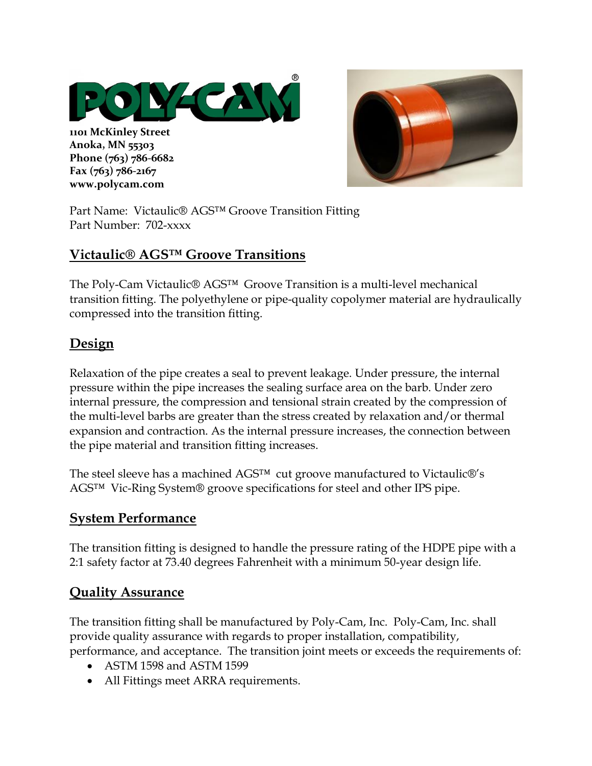**1101 McKinley Street**
**Anoka, MN 55303**
**Phone (763) 786-6682**
**Fax (763) 786-2167**
**www.polycam.com**

Part Name: Victaulic® AGS™ Groove Transition Fitting
Part Number: 702-xxxx

## Victaulic® AGS™ Groove Transitions

The Poly-Cam Victaulic® AGS™ Groove Transition is a multi-level mechanical transition fitting. The polyethylene or pipe-quality copolymer material are hydraulically compressed into the transition fitting.

## Design

Relaxation of the pipe creates a seal to prevent leakage. Under pressure, the internal pressure within the pipe increases the sealing surface area on the barb. Under zero internal pressure, the compression and tensional strain created by the compression of the multi-level barbs are greater than the stress created by relaxation and/or thermal expansion and contraction. As the internal pressure increases, the connection between the pipe material and transition fitting increases.

The steel sleeve has a machined AGS™ cut groove manufactured to Victaulic®'s AGS™ Vic-Ring System® groove specifications for steel and other IPS pipe.

## System Performance

The transition fitting is designed to handle the pressure rating of the HDPE pipe with a 2:1 safety factor at 73.40 degrees Fahrenheit with a minimum 50-year design life.

## Quality Assurance

The transition fitting shall be manufactured by Poly-Cam, Inc. Poly-Cam, Inc. shall provide quality assurance with regards to proper installation, compatibility, performance, and acceptance. The transition joint meets or exceeds the requirements of:

- ASTM 1598 and ASTM 1599
- All Fittings meet ARRA requirements.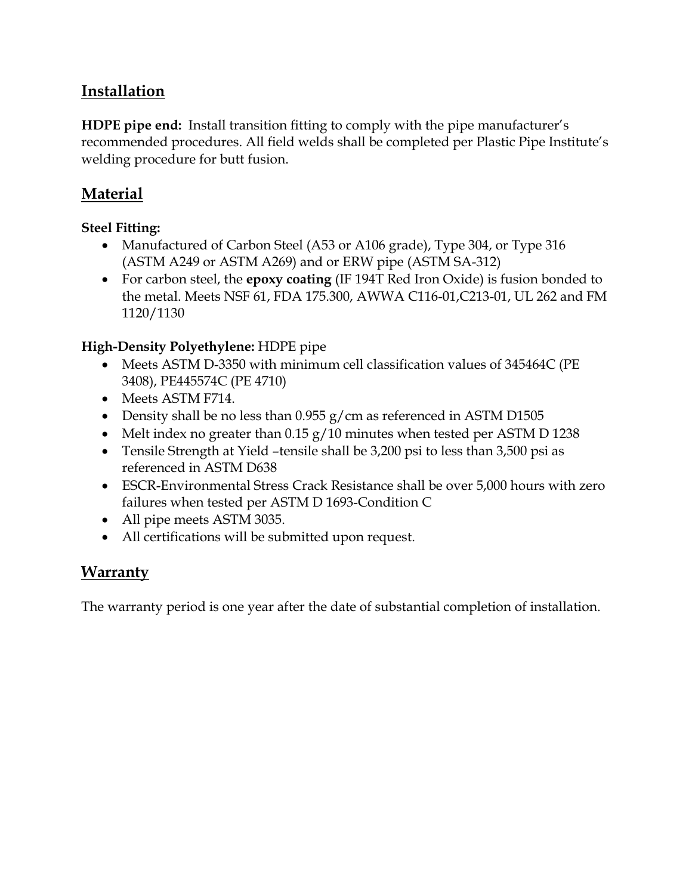## Installation

**HDPE pipe end:** Install transition fitting to comply with the pipe manufacturer's recommended procedures. All field welds shall be completed per Plastic Pipe Institute's welding procedure for butt fusion.

## Material

**Steel Fitting:**

- Manufactured of Carbon Steel (A53 or A106 grade), Type 304, or Type 316 (ASTM A249 or ASTM A269) and or ERW pipe (ASTM SA-312)
- For carbon steel, the **epoxy coating** (IF 194T Red Iron Oxide) is fusion bonded to the metal. Meets NSF 61, FDA 175.300, AWWA C116-01,C213-01, UL 262 and FM 1120/1130

**High-Density Polyethylene:** HDPE pipe

- Meets ASTM D-3350 with minimum cell classification values of 345464C (PE 3408), PE445574C (PE 4710)
- Meets ASTM F714.
- Density shall be no less than 0.955 g/cm as referenced in ASTM D1505
- Melt index no greater than 0.15 g/10 minutes when tested per ASTM D 1238
- Tensile Strength at Yield –tensile shall be 3,200 psi to less than 3,500 psi as referenced in ASTM D638
- ESCR-Environmental Stress Crack Resistance shall be over 5,000 hours with zero failures when tested per ASTM D 1693-Condition C
- All pipe meets ASTM 3035.
- All certifications will be submitted upon request.

## Warranty

The warranty period is one year after the date of substantial completion of installation.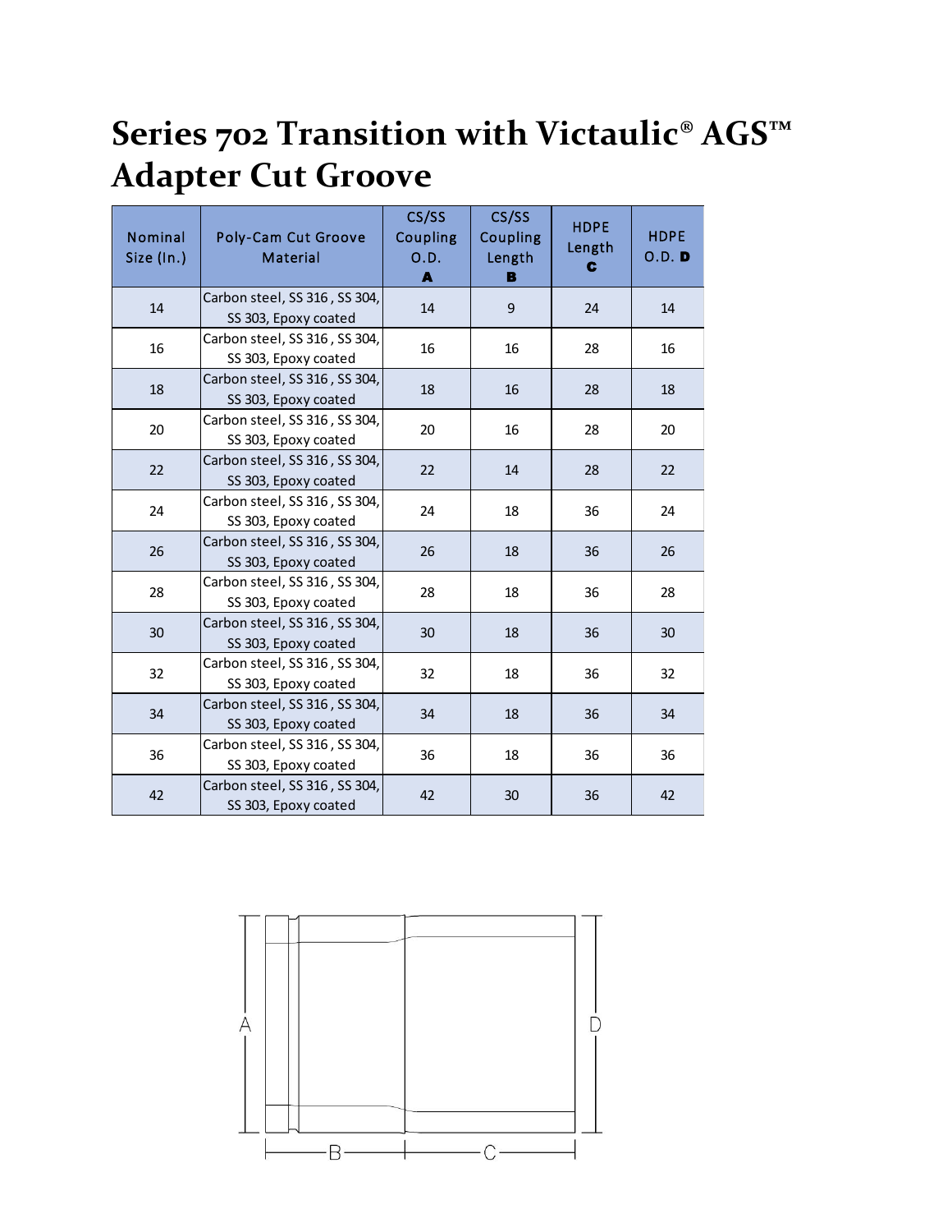# Series 702 Transition with Victaulic® AGS™ Adapter Cut Groove

| Nominal Size (In.) | Poly-Cam Cut Groove Material | CS/SS Coupling O.D. **A** | CS/SS Coupling Length **B** | HDPE Length **C** | HDPE O.D. **D** |
|---|---|---|---|---|---|
| 14 | Carbon steel, SS 316 , SS 304, SS 303, Epoxy coated | 14 | 9 | 24 | 14 |
| 16 | Carbon steel, SS 316 , SS 304, SS 303, Epoxy coated | 16 | 16 | 28 | 16 |
| 18 | Carbon steel, SS 316 , SS 304, SS 303, Epoxy coated | 18 | 16 | 28 | 18 |
| 20 | Carbon steel, SS 316 , SS 304, SS 303, Epoxy coated | 20 | 16 | 28 | 20 |
| 22 | Carbon steel, SS 316 , SS 304, SS 303, Epoxy coated | 22 | 14 | 28 | 22 |
| 24 | Carbon steel, SS 316 , SS 304, SS 303, Epoxy coated | 24 | 18 | 36 | 24 |
| 26 | Carbon steel, SS 316 , SS 304, SS 303, Epoxy coated | 26 | 18 | 36 | 26 |
| 28 | Carbon steel, SS 316 , SS 304, SS 303, Epoxy coated | 28 | 18 | 36 | 28 |
| 30 | Carbon steel, SS 316 , SS 304, SS 303, Epoxy coated | 30 | 18 | 36 | 30 |
| 32 | Carbon steel, SS 316 , SS 304, SS 303, Epoxy coated | 32 | 18 | 36 | 32 |
| 34 | Carbon steel, SS 316 , SS 304, SS 303, Epoxy coated | 34 | 18 | 36 | 34 |
| 36 | Carbon steel, SS 316 , SS 304, SS 303, Epoxy coated | 36 | 18 | 36 | 36 |
| 42 | Carbon steel, SS 316 , SS 304, SS 303, Epoxy coated | 42 | 30 | 36 | 42 |

A

D

B

C